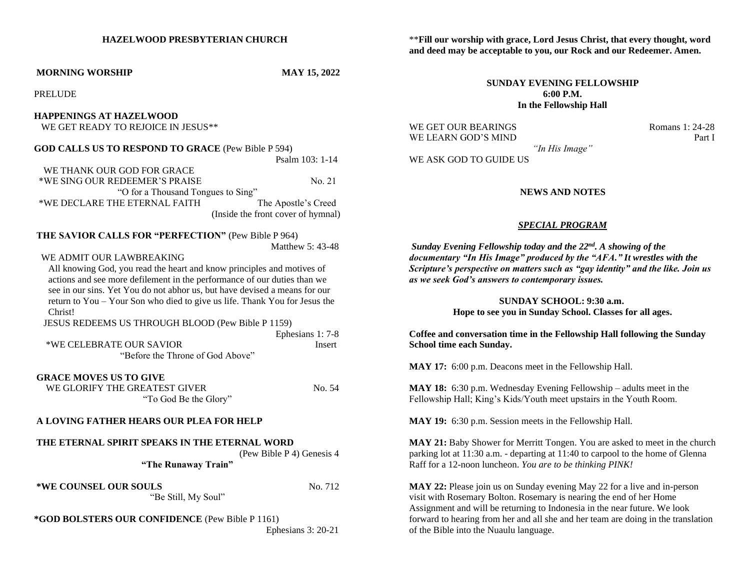# HAZELWOOD PRESBYTERIAN CHURCH

**MORNING WORSHIP** **MAY 15, 2022**

PRELUDE

**HAPPENINGS AT HAZELWOOD**

WE GET READY TO REJOICE IN JESUS**

**GOD CALLS US TO RESPOND TO GRACE** (Pew Bible P 594)
Psalm 103: 1-14

WE THANK OUR GOD FOR GRACE

*WE SING OUR REDEEMER'S PRAISE No. 21
"O for a Thousand Tongues to Sing"

*WE DECLARE THE ETERNAL FAITH The Apostle's Creed
(Inside the front cover of hymnal)

**THE SAVIOR CALLS FOR "PERFECTION"** (Pew Bible P 964)
Matthew 5: 43-48

WE ADMIT OUR LAWBREAKING

All knowing God, you read the heart and know principles and motives of actions and see more defilement in the performance of our duties than we see in our sins. Yet You do not abhor us, but have devised a means for our return to You – Your Son who died to give us life. Thank You for Jesus the Christ!

JESUS REDEEMS US THROUGH BLOOD (Pew Bible P 1159)
Ephesians 1: 7-8

*WE CELEBRATE OUR SAVIOR Insert
"Before the Throne of God Above"

**GRACE MOVES US TO GIVE**

WE GLORIFY THE GREATEST GIVER No. 54
"To God Be the Glory"

**A LOVING FATHER HEARS OUR PLEA FOR HELP**

**THE ETERNAL SPIRIT SPEAKS IN THE ETERNAL WORD**
(Pew Bible P 4) Genesis 4
**"The Runaway Train"**

***WE COUNSEL OUR SOULS** No. 712
"Be Still, My Soul"

***GOD BOLSTERS OUR CONFIDENCE** (Pew Bible P 1161)
Ephesians 3: 20-21

****Fill our worship with grace, Lord Jesus Christ, that every thought, word and deed may be acceptable to you, our Rock and our Redeemer. Amen.**

**SUNDAY EVENING FELLOWSHIP**
**6:00 P.M.**
**In the Fellowship Hall**

WE GET OUR BEARINGS Romans 1: 24-28

WE LEARN GOD'S MIND Part I
*"In His Image"*

WE ASK GOD TO GUIDE US

**NEWS AND NOTES**

***SPECIAL PROGRAM***

***Sunday Evening Fellowship today and the 22nd. A showing of the documentary "In His Image" produced by the "AFA." It wrestles with the Scripture's perspective on matters such as "gay identity" and the like. Join us as we seek God's answers to contemporary issues.***

**SUNDAY SCHOOL: 9:30 a.m.**
**Hope to see you in Sunday School. Classes for all ages.**

**Coffee and conversation time in the Fellowship Hall following the Sunday School time each Sunday.**

**MAY 17:** 6:00 p.m. Deacons meet in the Fellowship Hall.

**MAY 18:** 6:30 p.m. Wednesday Evening Fellowship – adults meet in the Fellowship Hall; King's Kids/Youth meet upstairs in the Youth Room.

**MAY 19:** 6:30 p.m. Session meets in the Fellowship Hall.

**MAY 21:** Baby Shower for Merritt Tongen. You are asked to meet in the church parking lot at 11:30 a.m. - departing at 11:40 to carpool to the home of Glenna Raff for a 12-noon luncheon. *You are to be thinking PINK!*

**MAY 22:** Please join us on Sunday evening May 22 for a live and in-person visit with Rosemary Bolton. Rosemary is nearing the end of her Home Assignment and will be returning to Indonesia in the near future. We look forward to hearing from her and all she and her team are doing in the translation of the Bible into the Nuaulu language.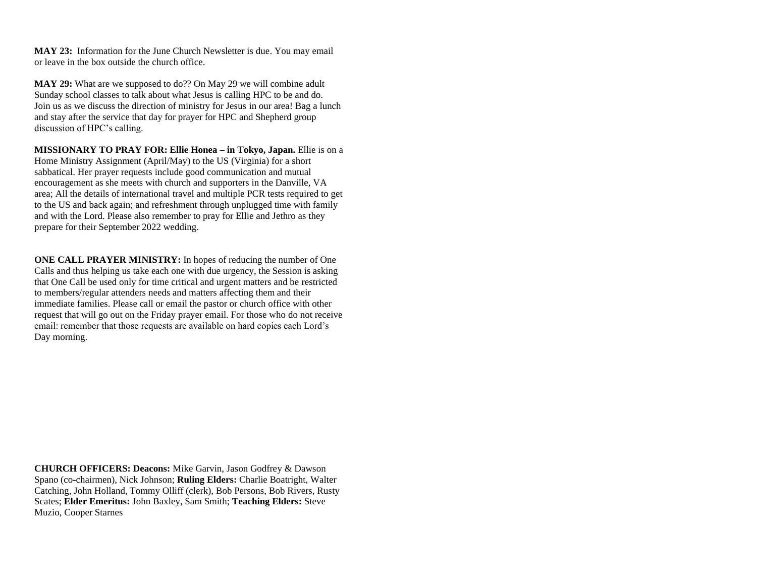**MAY 23:** Information for the June Church Newsletter is due. You may email or leave in the box outside the church office.

**MAY 29:** What are we supposed to do?? On May 29 we will combine adult Sunday school classes to talk about what Jesus is calling HPC to be and do. Join us as we discuss the direction of ministry for Jesus in our area! Bag a lunch and stay after the service that day for prayer for HPC and Shepherd group discussion of HPC's calling.

**MISSIONARY TO PRAY FOR: Ellie Honea – in Tokyo, Japan.** Ellie is on a Home Ministry Assignment (April/May) to the US (Virginia) for a short sabbatical. Her prayer requests include good communication and mutual encouragement as she meets with church and supporters in the Danville, VA area; All the details of international travel and multiple PCR tests required to get to the US and back again; and refreshment through unplugged time with family and with the Lord. Please also remember to pray for Ellie and Jethro as they prepare for their September 2022 wedding.

**ONE CALL PRAYER MINISTRY:** In hopes of reducing the number of One Calls and thus helping us take each one with due urgency, the Session is asking that One Call be used only for time critical and urgent matters and be restricted to members/regular attenders needs and matters affecting them and their immediate families. Please call or email the pastor or church office with other request that will go out on the Friday prayer email. For those who do not receive email: remember that those requests are available on hard copies each Lord's Day morning.

**CHURCH OFFICERS: Deacons:** Mike Garvin, Jason Godfrey & Dawson Spano (co-chairmen), Nick Johnson; **Ruling Elders:** Charlie Boatright, Walter Catching, John Holland, Tommy Olliff (clerk), Bob Persons, Bob Rivers, Rusty Scates; **Elder Emeritus:** John Baxley, Sam Smith; **Teaching Elders:** Steve Muzio, Cooper Starnes